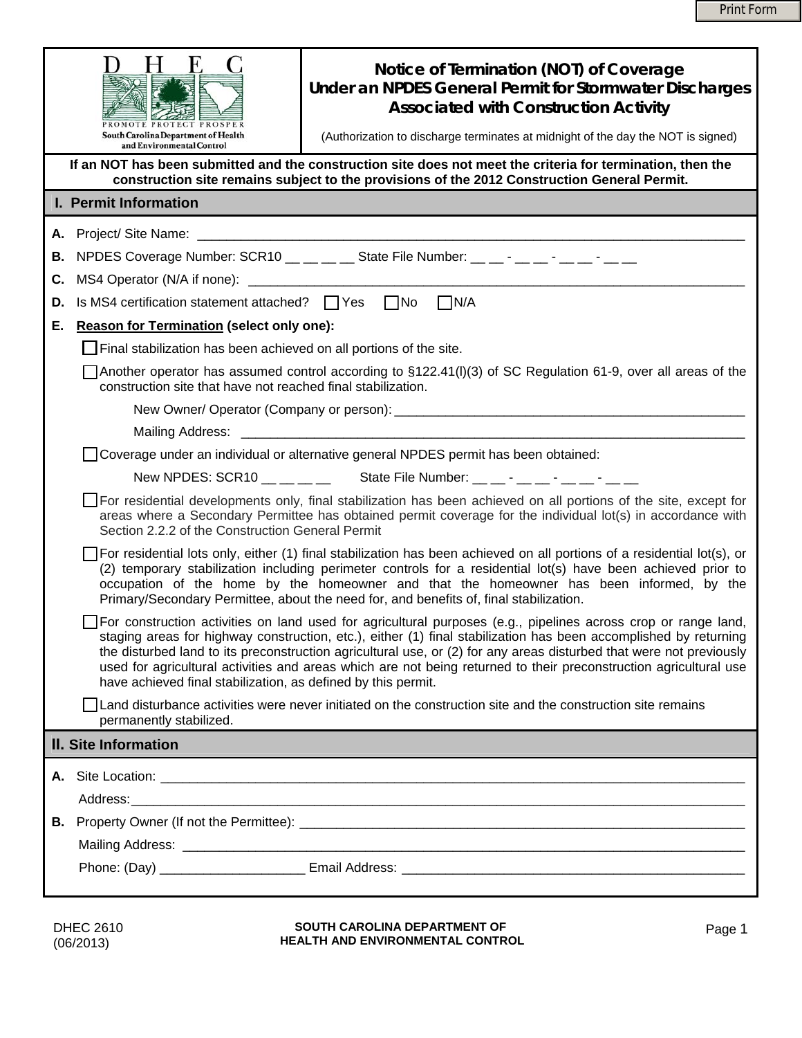Print Form

DHEC
PROMOTE PROTECT PROSPER
South Carolina Department of Health and Environmental Control

# Notice of Termination (NOT) of Coverage Under an NPDES General Permit for Stormwater Discharges Associated with Construction Activity

(Authorization to discharge terminates at midnight of the day the NOT is signed)

**If an NOT has been submitted and the construction site does not meet the criteria for termination, then the construction site remains subject to the provisions of the 2012 Construction General Permit.**

## I. Permit Information

**A.** Project/ Site Name: ______________________________________________

**B.** NPDES Coverage Number: SCR10 __ __ __ __ State File Number: __ __ - __ __ - __ __ - __ __

**C.** MS4 Operator (N/A if none): ______________________________________________

**D.** Is MS4 certification statement attached? ☐ Yes ☐ No ☐ N/A

**E.** **Reason for Termination (select only one):**

☐ Final stabilization has been achieved on all portions of the site.

☐ Another operator has assumed control according to §122.41(l)(3) of SC Regulation 61-9, over all areas of the construction site that have not reached final stabilization.

New Owner/ Operator (Company or person): ______________________________________________

Mailing Address: ______________________________________________

☐ Coverage under an individual or alternative general NPDES permit has been obtained:

New NPDES: SCR10 __ __ __ __ State File Number: __ __ - __ __ - __ __ - __ __

☐ For residential developments only, final stabilization has been achieved on all portions of the site, except for areas where a Secondary Permittee has obtained permit coverage for the individual lot(s) in accordance with Section 2.2.2 of the Construction General Permit

☐ For residential lots only, either (1) final stabilization has been achieved on all portions of a residential lot(s), or (2) temporary stabilization including perimeter controls for a residential lot(s) have been achieved prior to occupation of the home by the homeowner and that the homeowner has been informed, by the Primary/Secondary Permittee, about the need for, and benefits of, final stabilization.

☐ For construction activities on land used for agricultural purposes (e.g., pipelines across crop or range land, staging areas for highway construction, etc.), either (1) final stabilization has been accomplished by returning the disturbed land to its preconstruction agricultural use, or (2) for any areas disturbed that were not previously used for agricultural activities and areas which are not being returned to their preconstruction agricultural use have achieved final stabilization, as defined by this permit.

☐ Land disturbance activities were never initiated on the construction site and the construction site remains permanently stabilized.

## II. Site Information

**A.** Site Location: ______________________________________________

Address: ______________________________________________

**B.** Property Owner (If not the Permittee): ______________________________________________

Mailing Address: ______________________________________________

Phone: (Day) ____________________ Email Address: ______________________________________________

DHEC 2610
(06/2013)

SOUTH CAROLINA DEPARTMENT OF HEALTH AND ENVIRONMENTAL CONTROL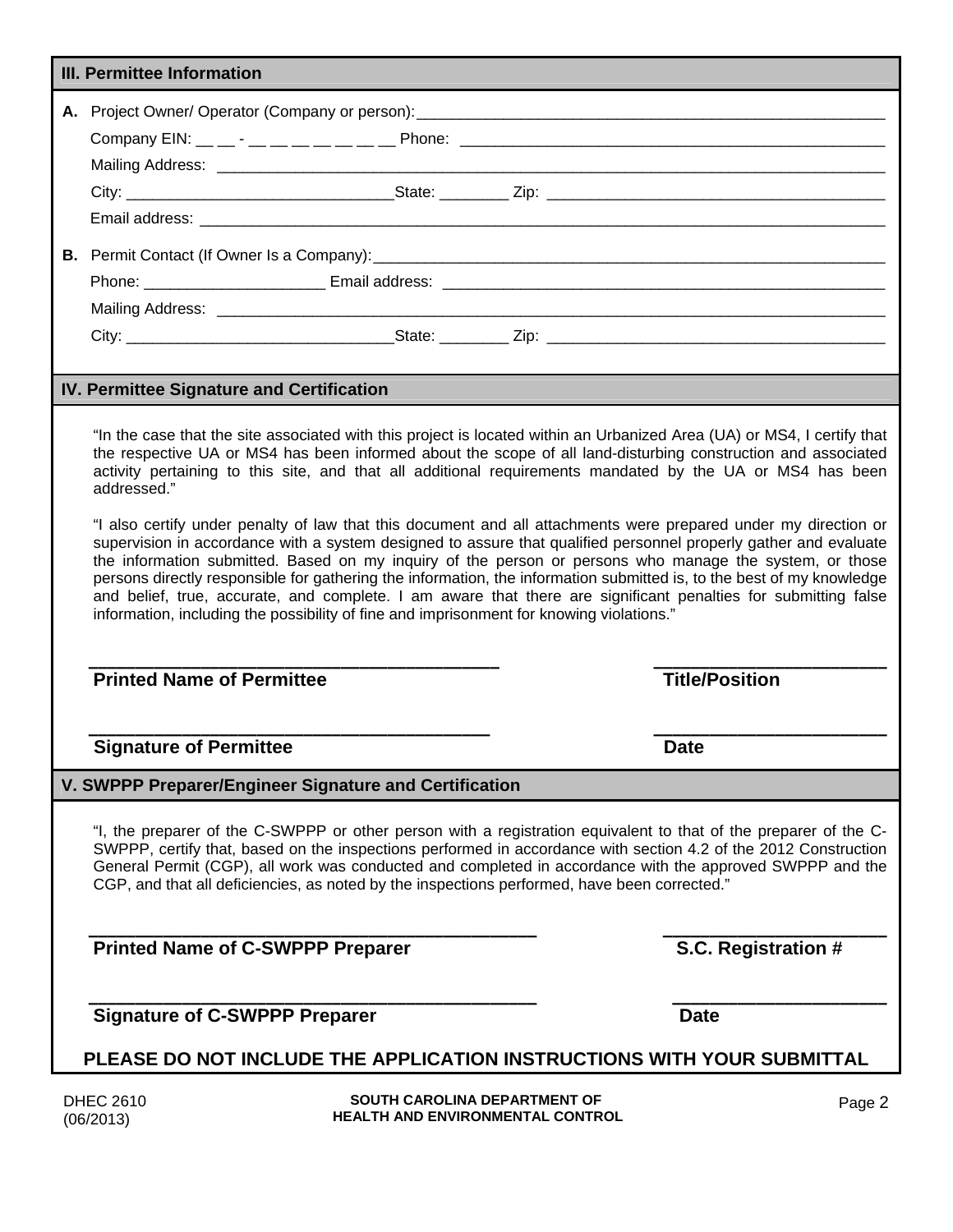## III. Permittee Information

**A.** Project Owner/ Operator (Company or person): ____________________________________________

Company EIN: __ __ - __ __ __ __ __ __ __ Phone: ____________________________________________

Mailing Address: ____________________________________________

City: ______________________ State: ________ Zip: ______________________

Email address: ____________________________________________

**B.** Permit Contact (If Owner Is a Company): ____________________________________________

Phone: ____________________ Email address: ____________________________________________

Mailing Address: ____________________________________________

City: ______________________ State: ________ Zip: ______________________

## IV. Permittee Signature and Certification

"In the case that the site associated with this project is located within an Urbanized Area (UA) or MS4, I certify that the respective UA or MS4 has been informed about the scope of all land-disturbing construction and associated activity pertaining to this site, and that all additional requirements mandated by the UA or MS4 has been addressed."

"I also certify under penalty of law that this document and all attachments were prepared under my direction or supervision in accordance with a system designed to assure that qualified personnel properly gather and evaluate the information submitted. Based on my inquiry of the person or persons who manage the system, or those persons directly responsible for gathering the information, the information submitted is, to the best of my knowledge and belief, true, accurate, and complete. I am aware that there are significant penalties for submitting false information, including the possibility of fine and imprisonment for knowing violations."

________________________________________ ______________________

**Printed Name of Permittee** **Title/Position**

________________________________________ ______________________

**Signature of Permittee** **Date**

## V. SWPPP Preparer/Engineer Signature and Certification

"I, the preparer of the C-SWPPP or other person with a registration equivalent to that of the preparer of the C-SWPPP, certify that, based on the inspections performed in accordance with section 4.2 of the 2012 Construction General Permit (CGP), all work was conducted and completed in accordance with the approved SWPPP and the CGP, and that all deficiencies, as noted by the inspections performed, have been corrected."

________________________________________ ______________________

**Printed Name of C-SWPPP Preparer** **S.C. Registration #**

________________________________________ ______________________

**Signature of C-SWPPP Preparer** **Date**

**PLEASE DO NOT INCLUDE THE APPLICATION INSTRUCTIONS WITH YOUR SUBMITTAL**

DHEC 2610
(06/2013)

**SOUTH CAROLINA DEPARTMENT OF HEALTH AND ENVIRONMENTAL CONTROL**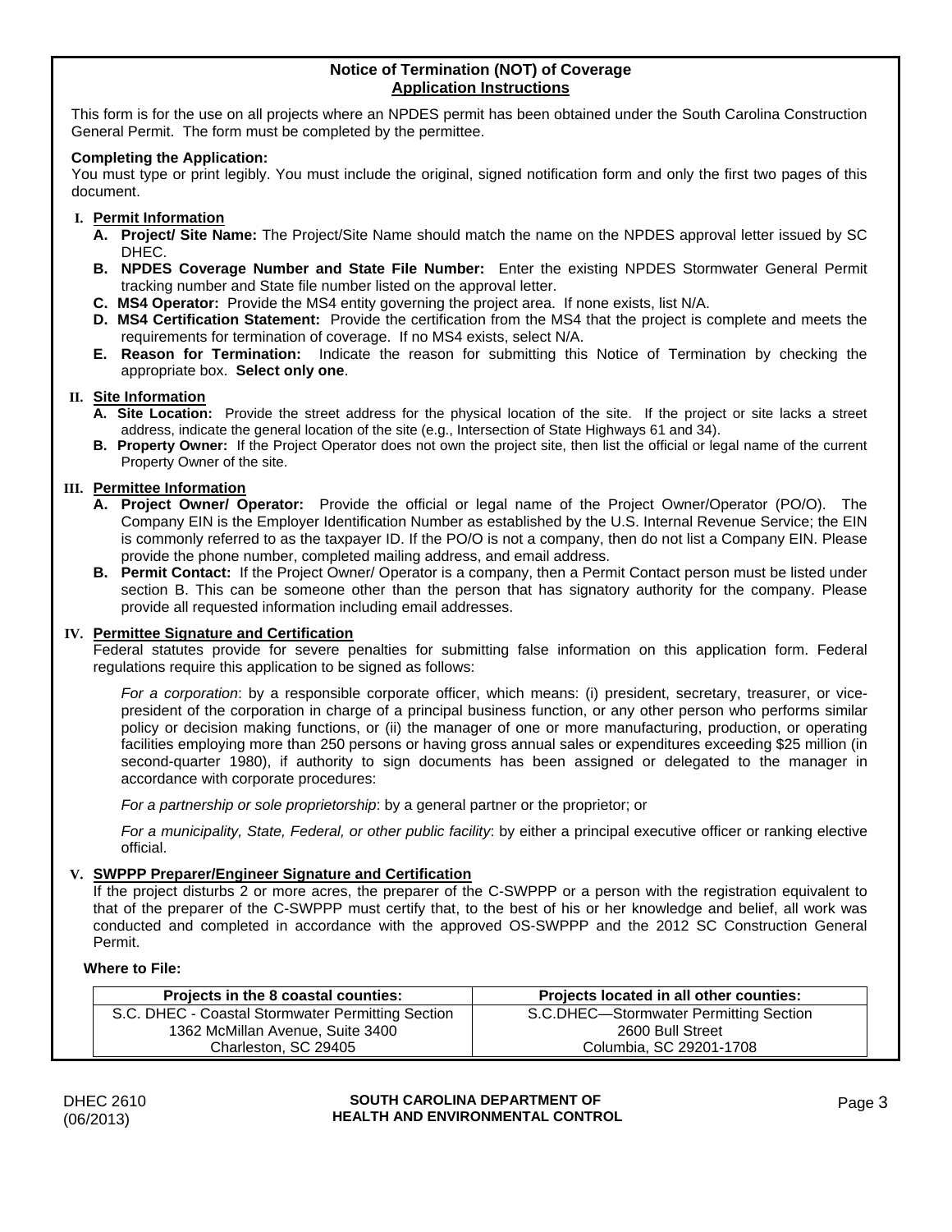## Notice of Termination (NOT) of Coverage
## Application Instructions

This form is for the use on all projects where an NPDES permit has been obtained under the South Carolina Construction General Permit. The form must be completed by the permittee.

**Completing the Application:**
You must type or print legibly. You must include the original, signed notification form and only the first two pages of this document.

### I. Permit Information

**A. Project/ Site Name:** The Project/Site Name should match the name on the NPDES approval letter issued by SC DHEC.

**B. NPDES Coverage Number and State File Number:** Enter the existing NPDES Stormwater General Permit tracking number and State file number listed on the approval letter.

**C. MS4 Operator:** Provide the MS4 entity governing the project area. If none exists, list N/A.

**D. MS4 Certification Statement:** Provide the certification from the MS4 that the project is complete and meets the requirements for termination of coverage. If no MS4 exists, select N/A.

**E. Reason for Termination:** Indicate the reason for submitting this Notice of Termination by checking the appropriate box. **Select only one**.

### II. Site Information

**A. Site Location:** Provide the street address for the physical location of the site. If the project or site lacks a street address, indicate the general location of the site (e.g., Intersection of State Highways 61 and 34).

**B. Property Owner:** If the Project Operator does not own the project site, then list the official or legal name of the current Property Owner of the site.

### III. Permittee Information

**A. Project Owner/ Operator:** Provide the official or legal name of the Project Owner/Operator (PO/O). The Company EIN is the Employer Identification Number as established by the U.S. Internal Revenue Service; the EIN is commonly referred to as the taxpayer ID. If the PO/O is not a company, then do not list a Company EIN. Please provide the phone number, completed mailing address, and email address.

**B. Permit Contact:** If the Project Owner/ Operator is a company, then a Permit Contact person must be listed under section B. This can be someone other than the person that has signatory authority for the company. Please provide all requested information including email addresses.

### IV. Permittee Signature and Certification

Federal statutes provide for severe penalties for submitting false information on this application form. Federal regulations require this application to be signed as follows:

*For a corporation*: by a responsible corporate officer, which means: (i) president, secretary, treasurer, or vice-president of the corporation in charge of a principal business function, or any other person who performs similar policy or decision making functions, or (ii) the manager of one or more manufacturing, production, or operating facilities employing more than 250 persons or having gross annual sales or expenditures exceeding $25 million (in second-quarter 1980), if authority to sign documents has been assigned or delegated to the manager in accordance with corporate procedures:

*For a partnership or sole proprietorship*: by a general partner or the proprietor; or

*For a municipality, State, Federal, or other public facility*: by either a principal executive officer or ranking elective official.

### V. SWPPP Preparer/Engineer Signature and Certification

If the project disturbs 2 or more acres, the preparer of the C-SWPPP or a person with the registration equivalent to that of the preparer of the C-SWPPP must certify that, to the best of his or her knowledge and belief, all work was conducted and completed in accordance with the approved OS-SWPPP and the 2012 SC Construction General Permit.

**Where to File:**

| Projects in the 8 coastal counties: | Projects located in all other counties: |
| --- | --- |
| S.C. DHEC - Coastal Stormwater Permitting Section<br>1362 McMillan Avenue, Suite 3400<br>Charleston, SC 29405 | S.C.DHEC—Stormwater Permitting Section<br>2600 Bull Street<br>Columbia, SC 29201-1708 |

DHEC 2610 (06/2013)

SOUTH CAROLINA DEPARTMENT OF HEALTH AND ENVIRONMENTAL CONTROL